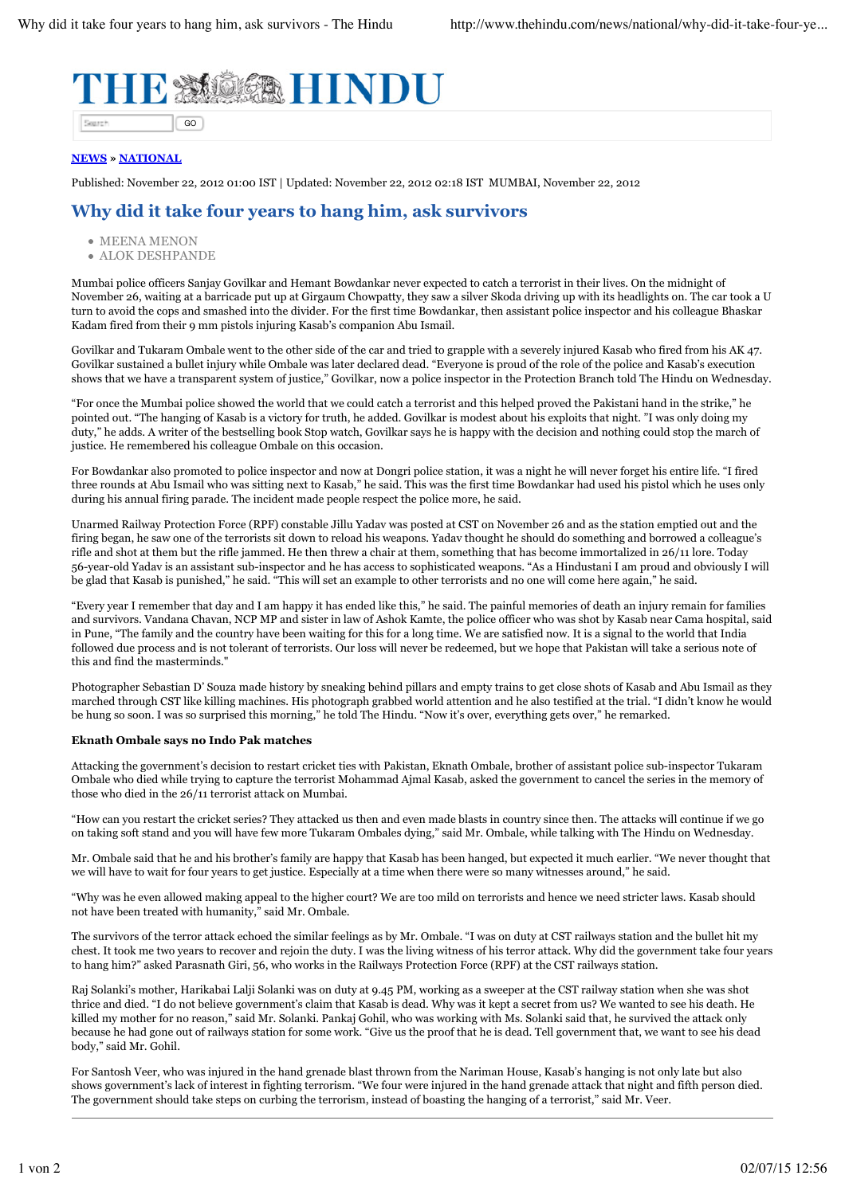# THE HINDU

**NEWS » NATIONAL**

Published: November 22, 2012 01:00 IST | Updated: November 22, 2012 02:18 IST MUMBAI, November 22, 2012

## Why did it take four years to hang him, ask survivors

- MEENA MENON
- ALOK DESHPANDE

Mumbai police officers Sanjay Govilkar and Hemant Bowdankar never expected to catch a terrorist in their lives. On the midnight of November 26, waiting at a barricade put up at Girgaum Chowpatty, they saw a silver Skoda driving up with its headlights on. The car took a U turn to avoid the cops and smashed into the divider. For the first time Bowdankar, then assistant police inspector and his colleague Bhaskar Kadam fired from their 9 mm pistols injuring Kasab's companion Abu Ismail.

Govilkar and Tukaram Ombale went to the other side of the car and tried to grapple with a severely injured Kasab who fired from his AK 47. Govilkar sustained a bullet injury while Ombale was later declared dead. "Everyone is proud of the role of the police and Kasab's execution shows that we have a transparent system of justice," Govilkar, now a police inspector in the Protection Branch told The Hindu on Wednesday.

"For once the Mumbai police showed the world that we could catch a terrorist and this helped proved the Pakistani hand in the strike," he pointed out. "The hanging of Kasab is a victory for truth, he added. Govilkar is modest about his exploits that night. "I was only doing my duty," he adds. A writer of the bestselling book Stop watch, Govilkar says he is happy with the decision and nothing could stop the march of justice. He remembered his colleague Ombale on this occasion.

For Bowdankar also promoted to police inspector and now at Dongri police station, it was a night he will never forget his entire life. "I fired three rounds at Abu Ismail who was sitting next to Kasab," he said. This was the first time Bowdankar had used his pistol which he uses only during his annual firing parade. The incident made people respect the police more, he said.

Unarmed Railway Protection Force (RPF) constable Jillu Yadav was posted at CST on November 26 and as the station emptied out and the firing began, he saw one of the terrorists sit down to reload his weapons. Yadav thought he should do something and borrowed a colleague's rifle and shot at them but the rifle jammed. He then threw a chair at them, something that has become immortalized in 26/11 lore. Today 56-year-old Yadav is an assistant sub-inspector and he has access to sophisticated weapons. "As a Hindustani I am proud and obviously I will be glad that Kasab is punished," he said. "This will set an example to other terrorists and no one will come here again," he said.

"Every year I remember that day and I am happy it has ended like this," he said. The painful memories of death an injury remain for families and survivors. Vandana Chavan, NCP MP and sister in law of Ashok Kamte, the police officer who was shot by Kasab near Cama hospital, said in Pune, "The family and the country have been waiting for this for a long time. We are satisfied now. It is a signal to the world that India followed due process and is not tolerant of terrorists. Our loss will never be redeemed, but we hope that Pakistan will take a serious note of this and find the masterminds."

Photographer Sebastian D' Souza made history by sneaking behind pillars and empty trains to get close shots of Kasab and Abu Ismail as they marched through CST like killing machines. His photograph grabbed world attention and he also testified at the trial. "I didn't know he would be hung so soon. I was so surprised this morning," he told The Hindu. "Now it's over, everything gets over," he remarked.

**Eknath Ombale says no Indo Pak matches**

Attacking the government's decision to restart cricket ties with Pakistan, Eknath Ombale, brother of assistant police sub-inspector Tukaram Ombale who died while trying to capture the terrorist Mohammad Ajmal Kasab, asked the government to cancel the series in the memory of those who died in the 26/11 terrorist attack on Mumbai.

"How can you restart the cricket series? They attacked us then and even made blasts in country since then. The attacks will continue if we go on taking soft stand and you will have few more Tukaram Ombales dying," said Mr. Ombale, while talking with The Hindu on Wednesday.

Mr. Ombale said that he and his brother's family are happy that Kasab has been hanged, but expected it much earlier. "We never thought that we will have to wait for four years to get justice. Especially at a time when there were so many witnesses around," he said.

"Why was he even allowed making appeal to the higher court? We are too mild on terrorists and hence we need stricter laws. Kasab should not have been treated with humanity," said Mr. Ombale.

The survivors of the terror attack echoed the similar feelings as by Mr. Ombale. "I was on duty at CST railways station and the bullet hit my chest. It took me two years to recover and rejoin the duty. I was the living witness of his terror attack. Why did the government take four years to hang him?" asked Parasnath Giri, 56, who works in the Railways Protection Force (RPF) at the CST railways station.

Raj Solanki's mother, Harikabai Lalji Solanki was on duty at 9.45 PM, working as a sweeper at the CST railway station when she was shot thrice and died. "I do not believe government's claim that Kasab is dead. Why was it kept a secret from us? We wanted to see his death. He killed my mother for no reason," said Mr. Solanki. Pankaj Gohil, who was working with Ms. Solanki said that, he survived the attack only because he had gone out of railways station for some work. "Give us the proof that he is dead. Tell government that, we want to see his dead body," said Mr. Gohil.

For Santosh Veer, who was injured in the hand grenade blast thrown from the Nariman House, Kasab's hanging is not only late but also shows government's lack of interest in fighting terrorism. "We four were injured in the hand grenade attack that night and fifth person died. The government should take steps on curbing the terrorism, instead of boasting the hanging of a terrorist," said Mr. Veer.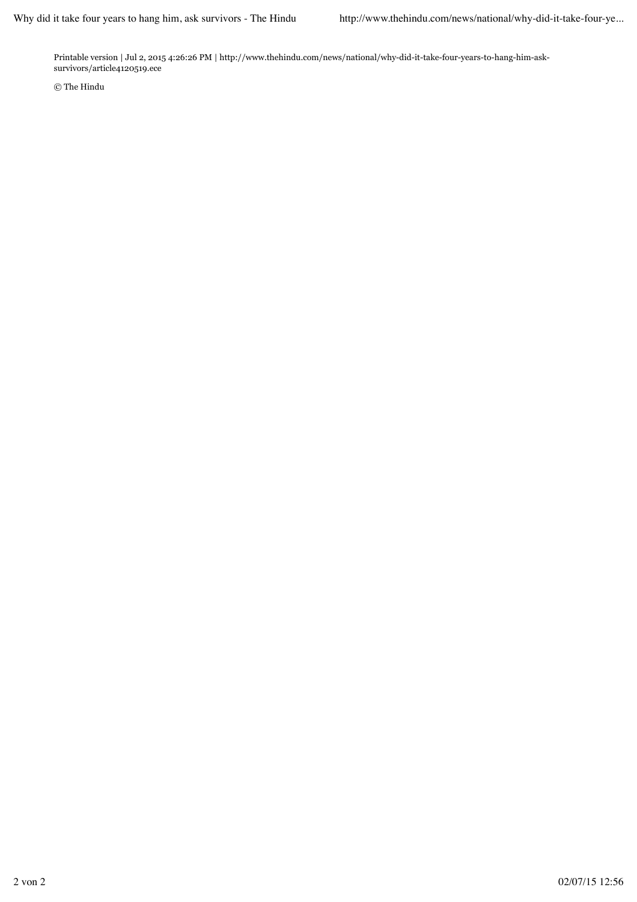Printable version | Jul 2, 2015 4:26:26 PM | http://www.thehindu.com/news/national/why-did-it-take-four-years-to-hang-him-ask-survivors/article4120519.ece

© The Hindu